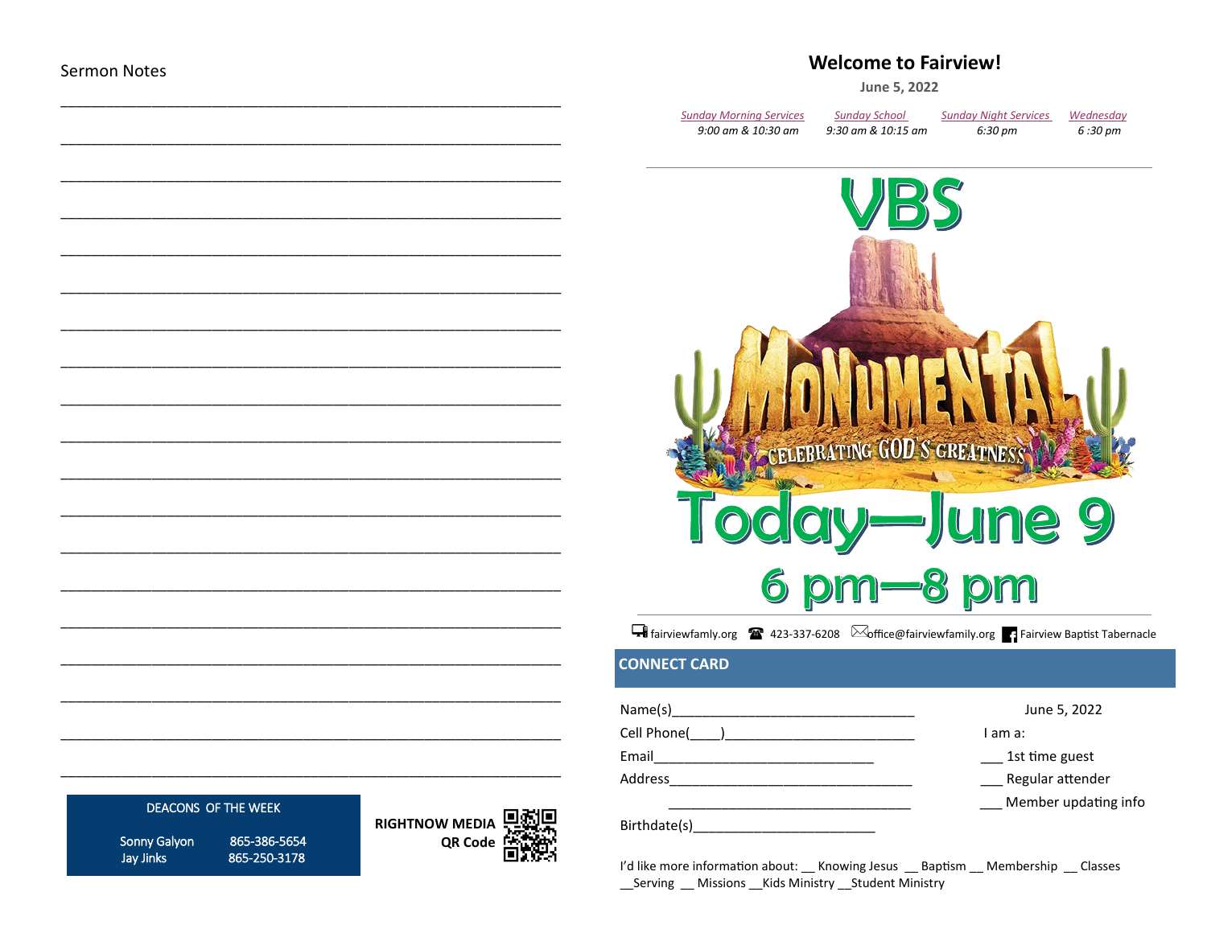## Sermon Notes

_______________________________________________________________

_______________________________________________________________

_______________________________________________________________

_______________________________________________________________

_______________________________________________________________

_______________________________________________________________

_______________________________________________________________

_______________________________________________________________

_______________________________________________________________

_______________________________________________________________

_______________________________________________________________

_______________________________________________________________

_______________________________________________________________

_______________________________________________________________

_______________________________________________________________

_______________________________________________________________

_______________________________________________________________

_______________________________________________________________

_______________________________________________________________

### DEACONS OF THE WEEK

| | |
|---|---|
| Sonny Galyon | 865-386-5654 |
| Jay Jinks | 865-250-3178 |

**RIGHTNOW MEDIA QR Code**

# Welcome to Fairview!

**June 5, 2022**

| *Sunday Morning Services* | *Sunday School* | *Sunday Night Services* | *Wednesday* |
|---|---|---|---|
| *9:00 am & 10:30 am* | *9:30 am & 10:15 am* | *6:30 pm* | *6 :30 pm* |

# VBS

**MONUMENTAL**

CELEBRATING GOD'S GREATNESS

# Today—June 9

## 6 pm—8 pm

fairviewfamly.org   423-337-6208   office@fairviewfamily.org   Fairview Baptist Tabernacle

## CONNECT CARD

June 5, 2022

Name(s)________________________________

Cell Phone(____)_________________________

Email_____________________________

Address_________________________________

_________________________________

Birthdate(s)________________________

I am a:

___ 1st time guest

___ Regular attender

___ Member updating info

I'd like more information about: __ Knowing Jesus __ Baptism __ Membership __ Classes __Serving __ Missions __Kids Ministry __Student Ministry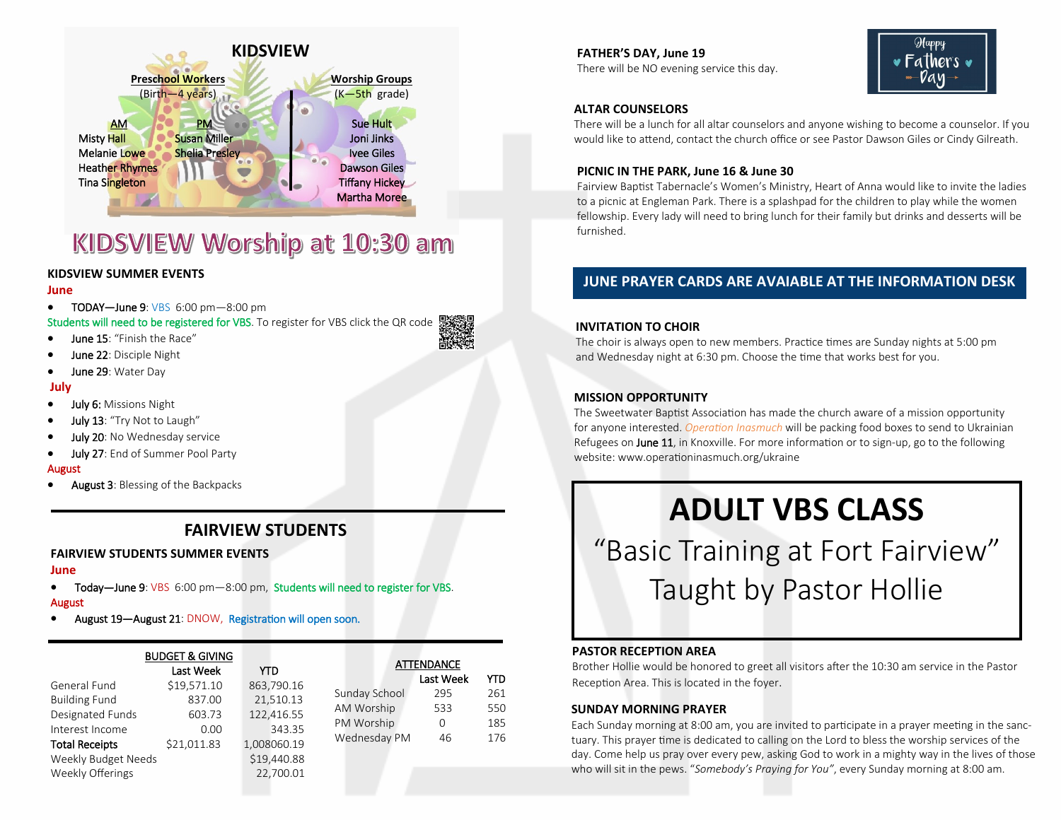## KIDSVIEW

**Preschool Workers**
(Birth—4 years)

**AM**
Misty Hall
Melanie Lowe
Heather Rhymes
Tina Singleton

**PM**
Susan Miller
Shelia Presley

**Worship Groups**
(K—5th grade)

Sue Hult
Joni Jinks
Ivee Giles
Dawson Giles
Tiffany Hickey
Martha Moree

# KIDSVIEW Worship at 10:30 am

### KIDSVIEW SUMMER EVENTS

**June**

- TODAY—June 9: VBS 6:00 pm—8:00 pm

Students will need to be registered for VBS. To register for VBS click the QR code

- June 15: "Finish the Race"
- June 22: Disciple Night
- June 29: Water Day

**July**

- July 6: Missions Night
- July 13: "Try Not to Laugh"
- July 20: No Wednesday service
- July 27: End of Summer Pool Party

**August**

- August 3: Blessing of the Backpacks

## FAIRVIEW STUDENTS

### FAIRVIEW STUDENTS SUMMER EVENTS

**June**

- Today—June 9: VBS 6:00 pm—8:00 pm, Students will need to register for VBS.

**August**

- August 19—August 21: DNOW, Registration will open soon.

**BUDGET & GIVING**

| | Last Week | YTD |
|---|---|---|
| General Fund | $19,571.10 | 863,790.16 |
| Building Fund | 837.00 | 21,510.13 |
| Designated Funds | 603.73 | 122,416.55 |
| Interest Income | 0.00 | 343.35 |
| **Total Receipts** | $21,011.83 | 1,008060.19 |
| Weekly Budget Needs | | $19,440.88 |
| Weekly Offerings | | 22,700.01 |

**ATTENDANCE**

| | Last Week | YTD |
|---|---|---|
| Sunday School | 295 | 261 |
| AM Worship | 533 | 550 |
| PM Worship | 0 | 185 |
| Wednesday PM | 46 | 176 |

### FATHER'S DAY, June 19

There will be NO evening service this day.

Happy Fathers Day

### ALTAR COUNSELORS

There will be a lunch for all altar counselors and anyone wishing to become a counselor. If you would like to attend, contact the church office or see Pastor Dawson Giles or Cindy Gilreath.

### PICNIC IN THE PARK, June 16 & June 30

Fairview Baptist Tabernacle's Women's Ministry, Heart of Anna would like to invite the ladies to a picnic at Engleman Park. There is a splashpad for the children to play while the women fellowship. Every lady will need to bring lunch for their family but drinks and desserts will be furnished.

### JUNE PRAYER CARDS ARE AVAIABLE AT THE INFORMATION DESK

### INVITATION TO CHOIR

The choir is always open to new members. Practice times are Sunday nights at 5:00 pm and Wednesday night at 6:30 pm. Choose the time that works best for you.

### MISSION OPPORTUNITY

The Sweetwater Baptist Association has made the church aware of a mission opportunity for anyone interested. *Operation Inasmuch* will be packing food boxes to send to Ukrainian Refugees on June 11, in Knoxville. For more information or to sign-up, go to the following website: www.operationinasmuch.org/ukraine

# ADULT VBS CLASS

"Basic Training at Fort Fairview"

Taught by Pastor Hollie

### PASTOR RECEPTION AREA

Brother Hollie would be honored to greet all visitors after the 10:30 am service in the Pastor Reception Area. This is located in the foyer.

### SUNDAY MORNING PRAYER

Each Sunday morning at 8:00 am, you are invited to participate in a prayer meeting in the sanctuary. This prayer time is dedicated to calling on the Lord to bless the worship services of the day. Come help us pray over every pew, asking God to work in a mighty way in the lives of those who will sit in the pews. *"Somebody's Praying for You"*, every Sunday morning at 8:00 am.